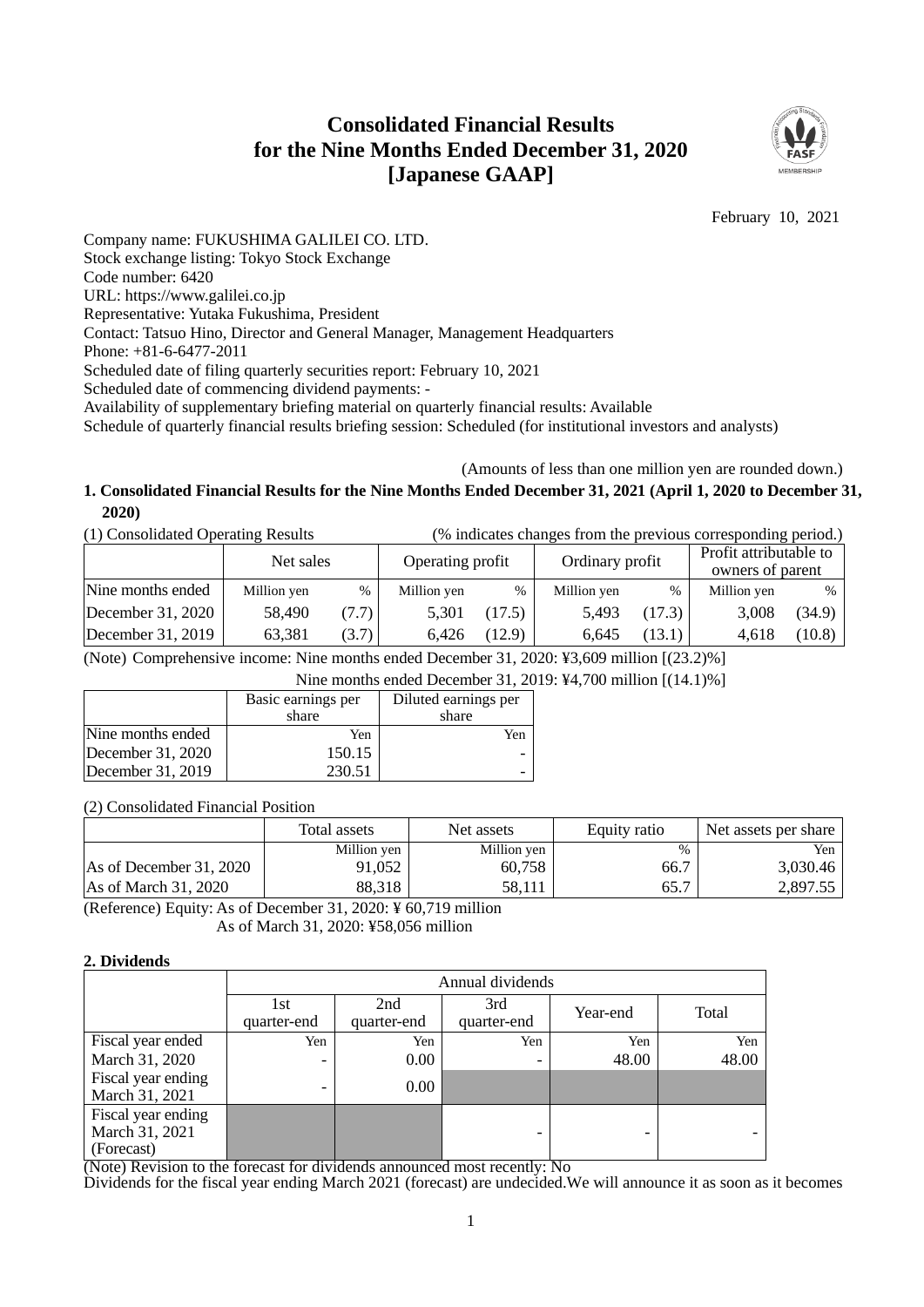# Consolidated Financial Results for the Nine Months Ended December 31, 2020 [Japanese GAAP]

February 10, 2021

Company name: FUKUSHIMA GALILEI CO. LTD.
Stock exchange listing: Tokyo Stock Exchange
Code number: 6420
URL: https://www.galilei.co.jp
Representative: Yutaka Fukushima, President
Contact: Tatsuo Hino, Director and General Manager, Management Headquarters
Phone: +81-6-6477-2011
Scheduled date of filing quarterly securities report: February 10, 2021
Scheduled date of commencing dividend payments: -
Availability of supplementary briefing material on quarterly financial results: Available
Schedule of quarterly financial results briefing session: Scheduled (for institutional investors and analysts)

(Amounts of less than one million yen are rounded down.)

## 1. Consolidated Financial Results for the Nine Months Ended December 31, 2021 (April 1, 2020 to December 31, 2020)

(1) Consolidated Operating Results (% indicates changes from the previous corresponding period.)

| | Net sales | | Operating profit | | Ordinary profit | | Profit attributable to owners of parent | |
|---|---|---|---|---|---|---|---|---|
| Nine months ended | Million yen | % | Million yen | % | Million yen | % | Million yen | % |
| December 31, 2020 | 58,490 | (7.7) | 5,301 | (17.5) | 5,493 | (17.3) | 3,008 | (34.9) |
| December 31, 2019 | 63,381 | (3.7) | 6,426 | (12.9) | 6,645 | (13.1) | 4,618 | (10.8) |

(Note) Comprehensive income: Nine months ended December 31, 2020: ¥3,609 million [(23.2)%]
Nine months ended December 31, 2019: ¥4,700 million [(14.1)%]

| | Basic earnings per share | Diluted earnings per share |
|---|---|---|
| Nine months ended | Yen | Yen |
| December 31, 2020 | 150.15 | - |
| December 31, 2019 | 230.51 | - |

(2) Consolidated Financial Position

| | Total assets | Net assets | Equity ratio | Net assets per share |
|---|---|---|---|---|
| | Million yen | Million yen | % | Yen |
| As of December 31, 2020 | 91,052 | 60,758 | 66.7 | 3,030.46 |
| As of March 31, 2020 | 88,318 | 58,111 | 65.7 | 2,897.55 |

(Reference) Equity: As of December 31, 2020: ¥ 60,719 million
As of March 31, 2020: ¥58,056 million

## 2. Dividends

| | Annual dividends | | | | |
|---|---|---|---|---|---|
| | 1st quarter-end | 2nd quarter-end | 3rd quarter-end | Year-end | Total |
| Fiscal year ended March 31, 2020 | Yen<br>- | Yen<br>0.00 | Yen<br>- | Yen<br>48.00 | Yen<br>48.00 |
| Fiscal year ending March 31, 2021 | - | 0.00 | | | |
| Fiscal year ending March 31, 2021 (Forecast) | | | - | - | - |

(Note) Revision to the forecast for dividends announced most recently: No
Dividends for the fiscal year ending March 2021 (forecast) are undecided.We will announce it as soon as it becomes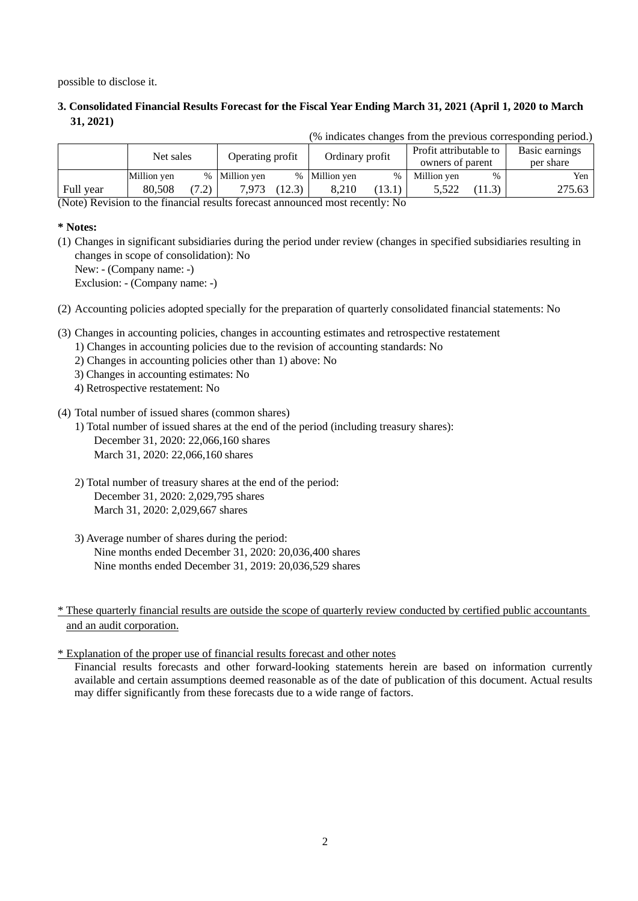possible to disclose it.

**3. Consolidated Financial Results Forecast for the Fiscal Year Ending March 31, 2021 (April 1, 2020 to March 31, 2021)**

(% indicates changes from the previous corresponding period.)

| | Net sales | | Operating profit | | Ordinary profit | | Profit attributable to owners of parent | | Basic earnings per share |
|---|---|---|---|---|---|---|---|---|---|
| | Million yen | % | Million yen | % | Million yen | % | Million yen | % | Yen |
| Full year | 80,508 | (7.2) | 7,973 | (12.3) | 8,210 | (13.1) | 5,522 | (11.3) | 275.63 |

(Note) Revision to the financial results forecast announced most recently: No

**\* Notes:**

(1) Changes in significant subsidiaries during the period under review (changes in specified subsidiaries resulting in changes in scope of consolidation): No
New: - (Company name: -)
Exclusion: - (Company name: -)

(2) Accounting policies adopted specially for the preparation of quarterly consolidated financial statements: No

(3) Changes in accounting policies, changes in accounting estimates and retrospective restatement
1) Changes in accounting policies due to the revision of accounting standards: No
2) Changes in accounting policies other than 1) above: No
3) Changes in accounting estimates: No
4) Retrospective restatement: No

(4) Total number of issued shares (common shares)
1) Total number of issued shares at the end of the period (including treasury shares):
December 31, 2020: 22,066,160 shares
March 31, 2020: 22,066,160 shares

2) Total number of treasury shares at the end of the period:
December 31, 2020: 2,029,795 shares
March 31, 2020: 2,029,667 shares

3) Average number of shares during the period:
Nine months ended December 31, 2020: 20,036,400 shares
Nine months ended December 31, 2019: 20,036,529 shares

\* These quarterly financial results are outside the scope of quarterly review conducted by certified public accountants and an audit corporation.

\* Explanation of the proper use of financial results forecast and other notes
Financial results forecasts and other forward-looking statements herein are based on information currently available and certain assumptions deemed reasonable as of the date of publication of this document. Actual results may differ significantly from these forecasts due to a wide range of factors.